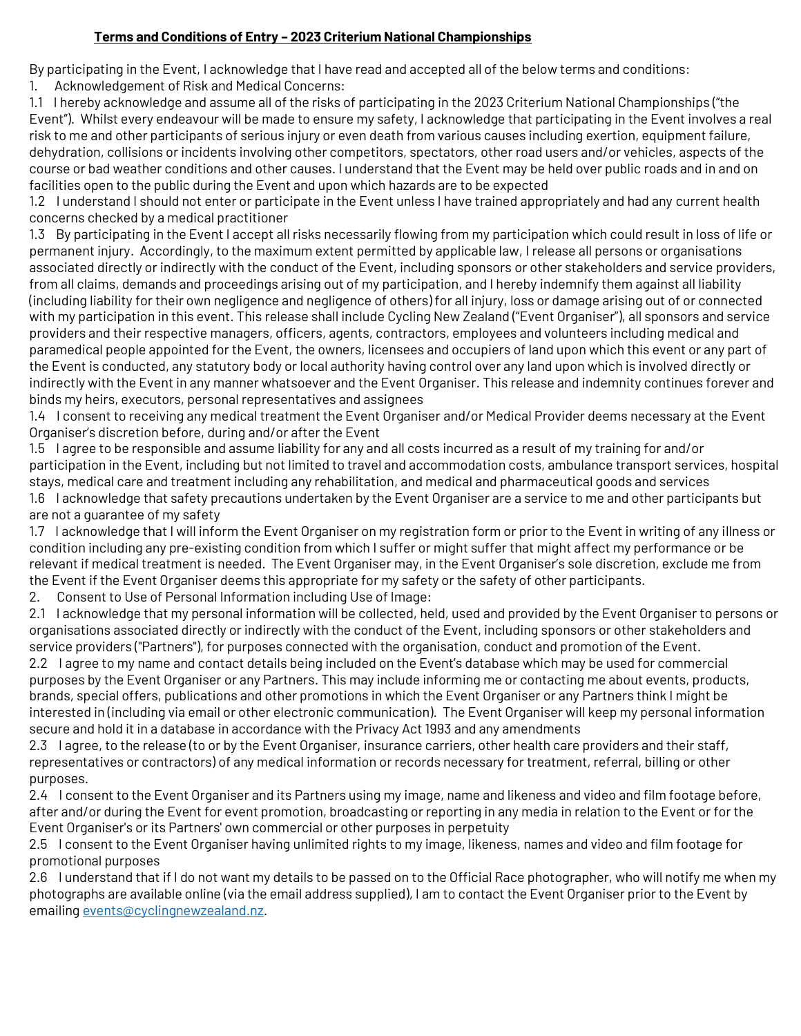**Terms and Conditions of Entry – 2023 Criterium National Championships**

By participating in the Event, I acknowledge that I have read and accepted all of the below terms and conditions:

1. Acknowledgement of Risk and Medical Concerns:

1.1 I hereby acknowledge and assume all of the risks of participating in the 2023 Criterium National Championships ("the Event"). Whilst every endeavour will be made to ensure my safety, I acknowledge that participating in the Event involves a real risk to me and other participants of serious injury or even death from various causes including exertion, equipment failure, dehydration, collisions or incidents involving other competitors, spectators, other road users and/or vehicles, aspects of the course or bad weather conditions and other causes. I understand that the Event may be held over public roads and in and on facilities open to the public during the Event and upon which hazards are to be expected

1.2 I understand I should not enter or participate in the Event unless I have trained appropriately and had any current health concerns checked by a medical practitioner

1.3 By participating in the Event I accept all risks necessarily flowing from my participation which could result in loss of life or permanent injury. Accordingly, to the maximum extent permitted by applicable law, I release all persons or organisations associated directly or indirectly with the conduct of the Event, including sponsors or other stakeholders and service providers, from all claims, demands and proceedings arising out of my participation, and I hereby indemnify them against all liability (including liability for their own negligence and negligence of others) for all injury, loss or damage arising out of or connected with my participation in this event. This release shall include Cycling New Zealand ("Event Organiser"), all sponsors and service providers and their respective managers, officers, agents, contractors, employees and volunteers including medical and paramedical people appointed for the Event, the owners, licensees and occupiers of land upon which this event or any part of the Event is conducted, any statutory body or local authority having control over any land upon which is involved directly or indirectly with the Event in any manner whatsoever and the Event Organiser. This release and indemnity continues forever and binds my heirs, executors, personal representatives and assignees

1.4 I consent to receiving any medical treatment the Event Organiser and/or Medical Provider deems necessary at the Event Organiser's discretion before, during and/or after the Event

1.5 I agree to be responsible and assume liability for any and all costs incurred as a result of my training for and/or participation in the Event, including but not limited to travel and accommodation costs, ambulance transport services, hospital stays, medical care and treatment including any rehabilitation, and medical and pharmaceutical goods and services

1.6 I acknowledge that safety precautions undertaken by the Event Organiser are a service to me and other participants but are not a guarantee of my safety

1.7 I acknowledge that I will inform the Event Organiser on my registration form or prior to the Event in writing of any illness or condition including any pre-existing condition from which I suffer or might suffer that might affect my performance or be relevant if medical treatment is needed. The Event Organiser may, in the Event Organiser's sole discretion, exclude me from the Event if the Event Organiser deems this appropriate for my safety or the safety of other participants.

2. Consent to Use of Personal Information including Use of Image:

2.1 I acknowledge that my personal information will be collected, held, used and provided by the Event Organiser to persons or organisations associated directly or indirectly with the conduct of the Event, including sponsors or other stakeholders and service providers ("Partners"), for purposes connected with the organisation, conduct and promotion of the Event.

2.2 I agree to my name and contact details being included on the Event's database which may be used for commercial purposes by the Event Organiser or any Partners. This may include informing me or contacting me about events, products, brands, special offers, publications and other promotions in which the Event Organiser or any Partners think I might be interested in (including via email or other electronic communication). The Event Organiser will keep my personal information secure and hold it in a database in accordance with the Privacy Act 1993 and any amendments

2.3 I agree, to the release (to or by the Event Organiser, insurance carriers, other health care providers and their staff, representatives or contractors) of any medical information or records necessary for treatment, referral, billing or other purposes.

2.4 I consent to the Event Organiser and its Partners using my image, name and likeness and video and film footage before, after and/or during the Event for event promotion, broadcasting or reporting in any media in relation to the Event or for the Event Organiser's or its Partners' own commercial or other purposes in perpetuity

2.5 I consent to the Event Organiser having unlimited rights to my image, likeness, names and video and film footage for promotional purposes

2.6 I understand that if I do not want my details to be passed on to the Official Race photographer, who will notify me when my photographs are available online (via the email address supplied), I am to contact the Event Organiser prior to the Event by emailing events@cyclingnewzealand.nz.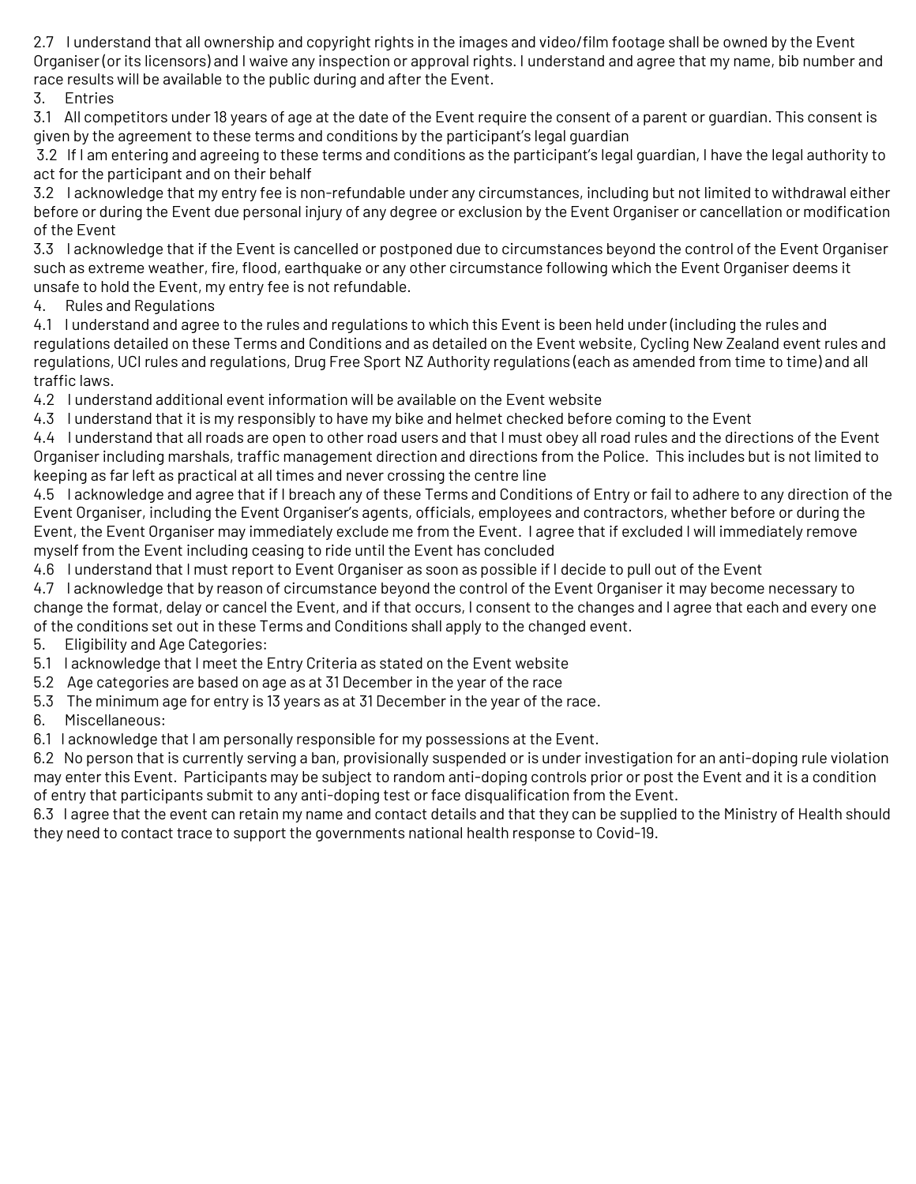2.7 I understand that all ownership and copyright rights in the images and video/film footage shall be owned by the Event Organiser (or its licensors) and I waive any inspection or approval rights. I understand and agree that my name, bib number and race results will be available to the public during and after the Event.

3. Entries

3.1 All competitors under 18 years of age at the date of the Event require the consent of a parent or guardian. This consent is given by the agreement to these terms and conditions by the participant's legal guardian

3.2 If I am entering and agreeing to these terms and conditions as the participant's legal guardian, I have the legal authority to act for the participant and on their behalf

3.2 I acknowledge that my entry fee is non-refundable under any circumstances, including but not limited to withdrawal either before or during the Event due personal injury of any degree or exclusion by the Event Organiser or cancellation or modification of the Event

3.3 I acknowledge that if the Event is cancelled or postponed due to circumstances beyond the control of the Event Organiser such as extreme weather, fire, flood, earthquake or any other circumstance following which the Event Organiser deems it unsafe to hold the Event, my entry fee is not refundable.

4. Rules and Regulations

4.1 I understand and agree to the rules and regulations to which this Event is been held under (including the rules and regulations detailed on these Terms and Conditions and as detailed on the Event website, Cycling New Zealand event rules and regulations, UCI rules and regulations, Drug Free Sport NZ Authority regulations (each as amended from time to time) and all traffic laws.

4.2 I understand additional event information will be available on the Event website

4.3 I understand that it is my responsibly to have my bike and helmet checked before coming to the Event

4.4 I understand that all roads are open to other road users and that I must obey all road rules and the directions of the Event Organiser including marshals, traffic management direction and directions from the Police. This includes but is not limited to keeping as far left as practical at all times and never crossing the centre line

4.5 I acknowledge and agree that if I breach any of these Terms and Conditions of Entry or fail to adhere to any direction of the Event Organiser, including the Event Organiser's agents, officials, employees and contractors, whether before or during the Event, the Event Organiser may immediately exclude me from the Event. I agree that if excluded I will immediately remove myself from the Event including ceasing to ride until the Event has concluded

4.6 I understand that I must report to Event Organiser as soon as possible if I decide to pull out of the Event

4.7 I acknowledge that by reason of circumstance beyond the control of the Event Organiser it may become necessary to change the format, delay or cancel the Event, and if that occurs, I consent to the changes and I agree that each and every one of the conditions set out in these Terms and Conditions shall apply to the changed event.

5. Eligibility and Age Categories:

5.1 I acknowledge that I meet the Entry Criteria as stated on the Event website

5.2 Age categories are based on age as at 31 December in the year of the race

5.3 The minimum age for entry is 13 years as at 31 December in the year of the race.

6. Miscellaneous:

6.1 I acknowledge that I am personally responsible for my possessions at the Event.

6.2 No person that is currently serving a ban, provisionally suspended or is under investigation for an anti-doping rule violation may enter this Event. Participants may be subject to random anti-doping controls prior or post the Event and it is a condition of entry that participants submit to any anti-doping test or face disqualification from the Event.

6.3 I agree that the event can retain my name and contact details and that they can be supplied to the Ministry of Health should they need to contact trace to support the governments national health response to Covid-19.